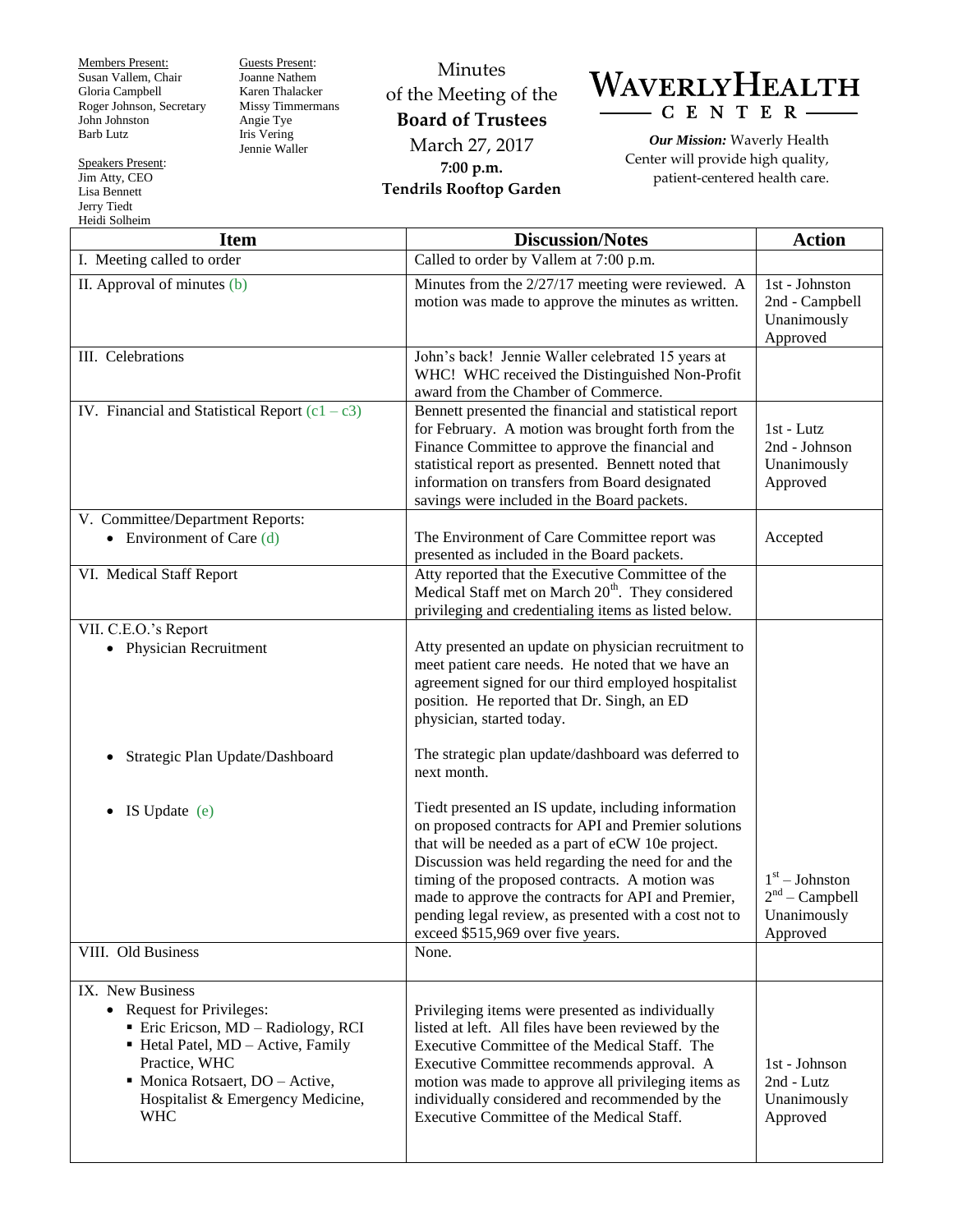Members Present:
Susan Vallem, Chair
Gloria Campbell
Roger Johnson, Secretary
John Johnston
Barb Lutz

Guests Present:
Joanne Nathem
Karen Thalacker
Missy Timmermans
Angie Tye
Iris Vering
Jennie Waller

Speakers Present:
Jim Atty, CEO
Lisa Bennett
Jerry Tiedt
Heidi Solheim

Minutes
of the Meeting of the
**Board of Trustees**
March 27, 2017
**7:00 p.m.**
**Tendrils Rooftop Garden**

# WAVERLY HEALTH CENTER

***Our Mission:*** Waverly Health Center will provide high quality, patient-centered health care.

| Item | Discussion/Notes | Action |
|---|---|---|
| I. Meeting called to order | Called to order by Vallem at 7:00 p.m. | |
| II. Approval of minutes (b) | Minutes from the 2/27/17 meeting were reviewed. A motion was made to approve the minutes as written. | 1st - Johnston<br>2nd - Campbell<br>Unanimously Approved |
| III. Celebrations | John's back! Jennie Waller celebrated 15 years at WHC! WHC received the Distinguished Non-Profit award from the Chamber of Commerce. | |
| IV. Financial and Statistical Report (c1 – c3) | Bennett presented the financial and statistical report for February. A motion was brought forth from the Finance Committee to approve the financial and statistical report as presented. Bennett noted that information on transfers from Board designated savings were included in the Board packets. | 1st - Lutz<br>2nd - Johnson<br>Unanimously Approved |
| V. Committee/Department Reports:<br>• Environment of Care (d) | The Environment of Care Committee report was presented as included in the Board packets. | Accepted |
| VI. Medical Staff Report | Atty reported that the Executive Committee of the Medical Staff met on March 20th. They considered privileging and credentialing items as listed below. | |
| VII. C.E.O.'s Report<br>• Physician Recruitment | Atty presented an update on physician recruitment to meet patient care needs. He noted that we have an agreement signed for our third employed hospitalist position. He reported that Dr. Singh, an ED physician, started today. | |
| • Strategic Plan Update/Dashboard | The strategic plan update/dashboard was deferred to next month. | |
| • IS Update (e) | Tiedt presented an IS update, including information on proposed contracts for API and Premier solutions that will be needed as a part of eCW 10e project. Discussion was held regarding the need for and the timing of the proposed contracts. A motion was made to approve the contracts for API and Premier, pending legal review, as presented with a cost not to exceed $515,969 over five years. | 1st – Johnston<br>2nd – Campbell<br>Unanimously Approved |
| VIII. Old Business | None. | |
| IX. New Business<br>• Request for Privileges:<br>▪ Eric Ericson, MD – Radiology, RCI<br>▪ Hetal Patel, MD – Active, Family Practice, WHC<br>▪ Monica Rotsaert, DO – Active, Hospitalist & Emergency Medicine, WHC | Privileging items were presented as individually listed at left. All files have been reviewed by the Executive Committee of the Medical Staff. The Executive Committee recommends approval. A motion was made to approve all privileging items as individually considered and recommended by the Executive Committee of the Medical Staff. | 1st - Johnson<br>2nd - Lutz<br>Unanimously Approved |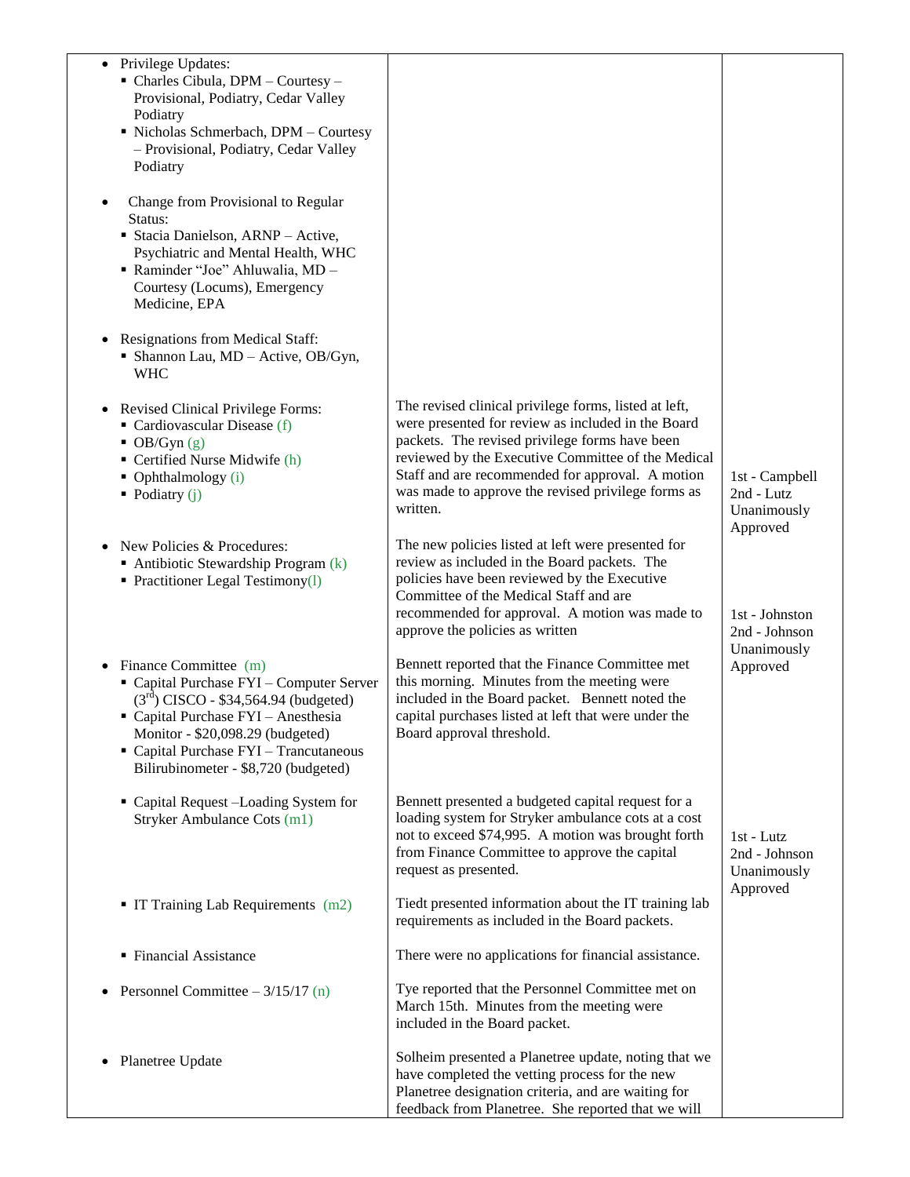| | | |
|---|---|---|
| • Privilege Updates:<br>▪ Charles Cibula, DPM – Courtesy – Provisional, Podiatry, Cedar Valley Podiatry<br>▪ Nicholas Schmerbach, DPM – Courtesy – Provisional, Podiatry, Cedar Valley Podiatry | | |
| • Change from Provisional to Regular Status:<br>▪ Stacia Danielson, ARNP – Active, Psychiatric and Mental Health, WHC<br>▪ Raminder "Joe" Ahluwalia, MD – Courtesy (Locums), Emergency Medicine, EPA | | |
| • Resignations from Medical Staff:<br>▪ Shannon Lau, MD – Active, OB/Gyn, WHC | | |
| • Revised Clinical Privilege Forms:<br>▪ Cardiovascular Disease (f)<br>▪ OB/Gyn (g)<br>▪ Certified Nurse Midwife (h)<br>▪ Ophthalmology (i)<br>▪ Podiatry (j) | The revised clinical privilege forms, listed at left, were presented for review as included in the Board packets. The revised privilege forms have been reviewed by the Executive Committee of the Medical Staff and are recommended for approval. A motion was made to approve the revised privilege forms as written. | 1st - Campbell<br>2nd - Lutz<br>Unanimously Approved |
| • New Policies & Procedures:<br>▪ Antibiotic Stewardship Program (k)<br>▪ Practitioner Legal Testimony(l) | The new policies listed at left were presented for review as included in the Board packets. The policies have been reviewed by the Executive Committee of the Medical Staff and are recommended for approval. A motion was made to approve the policies as written | 1st - Johnston<br>2nd - Johnson<br>Unanimously Approved |
| • Finance Committee (m)<br>▪ Capital Purchase FYI – Computer Server (3rd) CISCO - $34,564.94 (budgeted)<br>▪ Capital Purchase FYI – Anesthesia Monitor - $20,098.29 (budgeted)<br>▪ Capital Purchase FYI – Trancutaneous Bilirubinometer - $8,720 (budgeted) | Bennett reported that the Finance Committee met this morning. Minutes from the meeting were included in the Board packet. Bennett noted the capital purchases listed at left that were under the Board approval threshold. | |
| ▪ Capital Request –Loading System for Stryker Ambulance Cots (m1) | Bennett presented a budgeted capital request for a loading system for Stryker ambulance cots at a cost not to exceed $74,995. A motion was brought forth from Finance Committee to approve the capital request as presented. | 1st - Lutz<br>2nd - Johnson<br>Unanimously Approved |
| ▪ IT Training Lab Requirements (m2) | Tiedt presented information about the IT training lab requirements as included in the Board packets. | |
| ▪ Financial Assistance | There were no applications for financial assistance. | |
| • Personnel Committee – 3/15/17 (n) | Tye reported that the Personnel Committee met on March 15th. Minutes from the meeting were included in the Board packet. | |
| • Planetree Update | Solheim presented a Planetree update, noting that we have completed the vetting process for the new Planetree designation criteria, and are waiting for feedback from Planetree. She reported that we will | |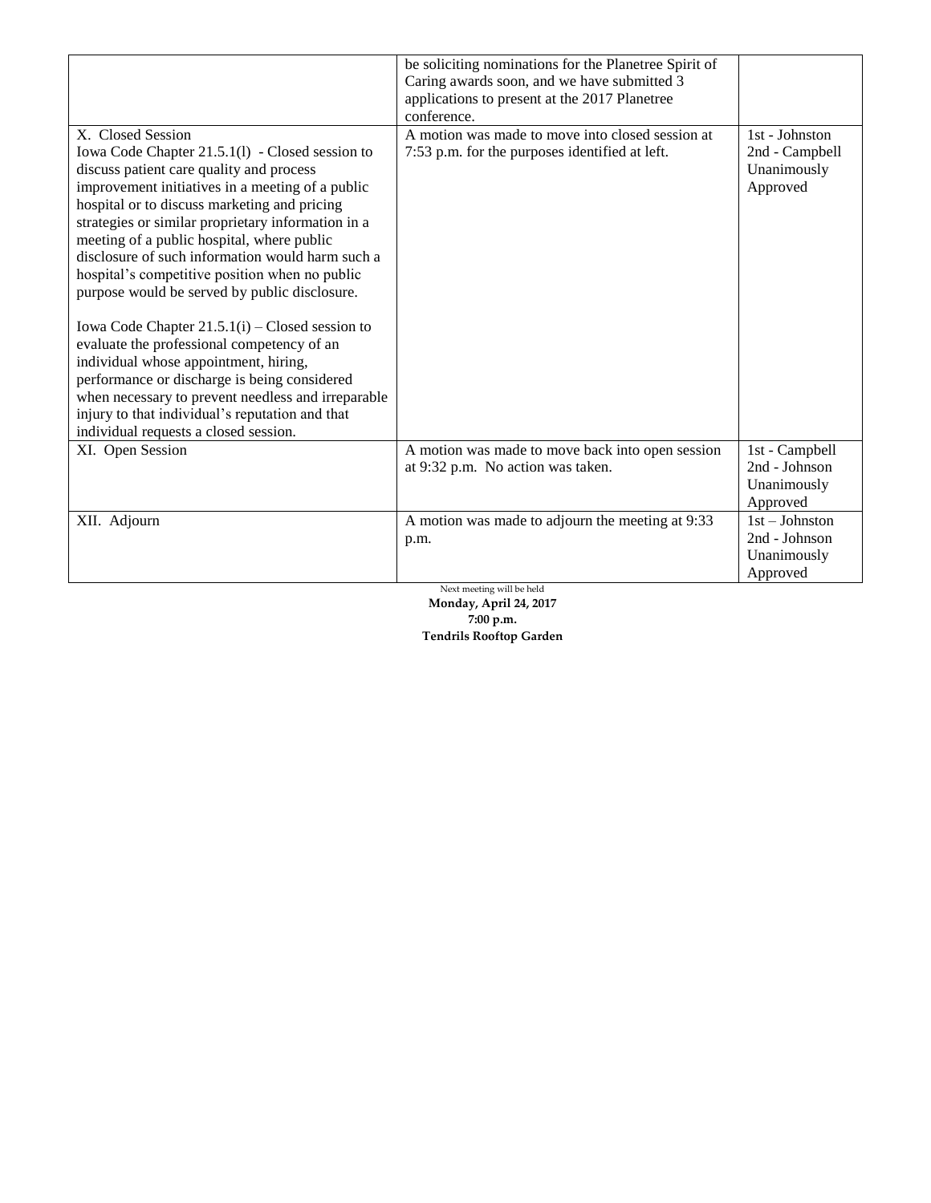| | | |
|---|---|---|
| | be soliciting nominations for the Planetree Spirit of Caring awards soon, and we have submitted 3 applications to present at the 2017 Planetree conference. | |
| X. Closed Session<br>Iowa Code Chapter 21.5.1(l) - Closed session to discuss patient care quality and process improvement initiatives in a meeting of a public hospital or to discuss marketing and pricing strategies or similar proprietary information in a meeting of a public hospital, where public disclosure of such information would harm such a hospital's competitive position when no public purpose would be served by public disclosure.<br><br>Iowa Code Chapter 21.5.1(i) – Closed session to evaluate the professional competency of an individual whose appointment, hiring, performance or discharge is being considered when necessary to prevent needless and irreparable injury to that individual's reputation and that individual requests a closed session. | A motion was made to move into closed session at 7:53 p.m. for the purposes identified at left. | 1st - Johnston<br>2nd - Campbell<br>Unanimously Approved |
| XI. Open Session | A motion was made to move back into open session at 9:32 p.m. No action was taken. | 1st - Campbell<br>2nd - Johnson<br>Unanimously Approved |
| XII. Adjourn | A motion was made to adjourn the meeting at 9:33 p.m. | 1st – Johnston<br>2nd - Johnson<br>Unanimously Approved |

Next meeting will be held
**Monday, April 24, 2017**
**7:00 p.m.**
**Tendrils Rooftop Garden**